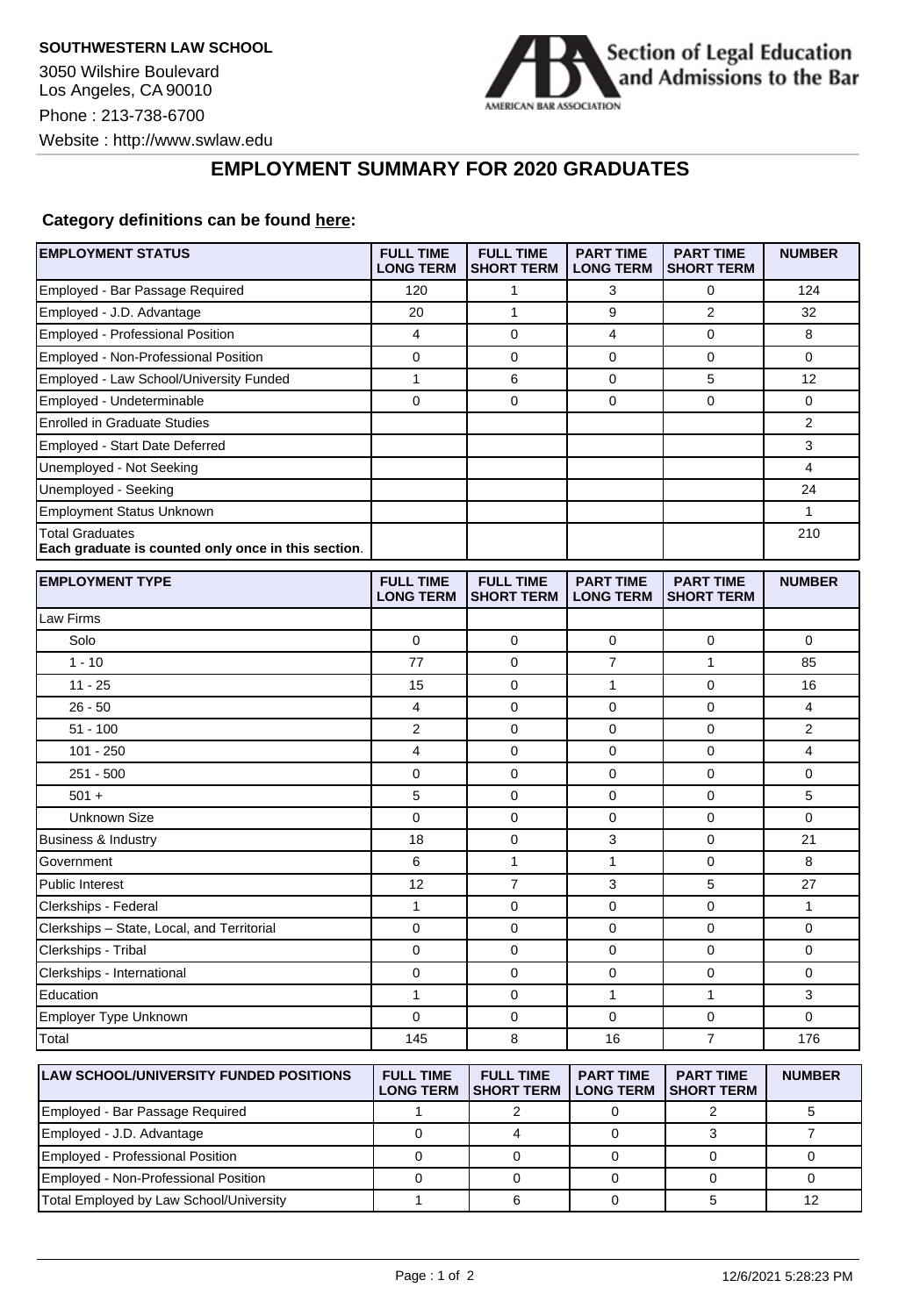**SOUTHWESTERN LAW SCHOOL**

3050 Wilshire Boulevard
Los Angeles, CA 90010

Phone : 213-738-6700

Website : http://www.swlaw.edu

Section of Legal Education and Admissions to the Bar

AMERICAN BAR ASSOCIATION

## EMPLOYMENT SUMMARY FOR 2020 GRADUATES

**Category definitions can be found here:**

| EMPLOYMENT STATUS | FULL TIME LONG TERM | FULL TIME SHORT TERM | PART TIME LONG TERM | PART TIME SHORT TERM | NUMBER |
|---|---|---|---|---|---|
| Employed - Bar Passage Required | 120 | 1 | 3 | 0 | 124 |
| Employed - J.D. Advantage | 20 | 1 | 9 | 2 | 32 |
| Employed - Professional Position | 4 | 0 | 4 | 0 | 8 |
| Employed - Non-Professional Position | 0 | 0 | 0 | 0 | 0 |
| Employed - Law School/University Funded | 1 | 6 | 0 | 5 | 12 |
| Employed - Undeterminable | 0 | 0 | 0 | 0 | 0 |
| Enrolled in Graduate Studies | | | | | 2 |
| Employed - Start Date Deferred | | | | | 3 |
| Unemployed - Not Seeking | | | | | 4 |
| Unemployed - Seeking | | | | | 24 |
| Employment Status Unknown | | | | | 1 |
| Total Graduates **Each graduate is counted only once in this section**. | | | | | 210 |

| EMPLOYMENT TYPE | FULL TIME LONG TERM | FULL TIME SHORT TERM | PART TIME LONG TERM | PART TIME SHORT TERM | NUMBER |
|---|---|---|---|---|---|
| Law Firms | | | | | |
| Solo | 0 | 0 | 0 | 0 | 0 |
| 1 - 10 | 77 | 0 | 7 | 1 | 85 |
| 11 - 25 | 15 | 0 | 1 | 0 | 16 |
| 26 - 50 | 4 | 0 | 0 | 0 | 4 |
| 51 - 100 | 2 | 0 | 0 | 0 | 2 |
| 101 - 250 | 4 | 0 | 0 | 0 | 4 |
| 251 - 500 | 0 | 0 | 0 | 0 | 0 |
| 501 + | 5 | 0 | 0 | 0 | 5 |
| Unknown Size | 0 | 0 | 0 | 0 | 0 |
| Business & Industry | 18 | 0 | 3 | 0 | 21 |
| Government | 6 | 1 | 1 | 0 | 8 |
| Public Interest | 12 | 7 | 3 | 5 | 27 |
| Clerkships - Federal | 1 | 0 | 0 | 0 | 1 |
| Clerkships – State, Local, and Territorial | 0 | 0 | 0 | 0 | 0 |
| Clerkships - Tribal | 0 | 0 | 0 | 0 | 0 |
| Clerkships - International | 0 | 0 | 0 | 0 | 0 |
| Education | 1 | 0 | 1 | 1 | 3 |
| Employer Type Unknown | 0 | 0 | 0 | 0 | 0 |
| Total | 145 | 8 | 16 | 7 | 176 |

| LAW SCHOOL/UNIVERSITY FUNDED POSITIONS | FULL TIME LONG TERM | FULL TIME SHORT TERM | PART TIME LONG TERM | PART TIME SHORT TERM | NUMBER |
|---|---|---|---|---|---|
| Employed - Bar Passage Required | 1 | 2 | 0 | 2 | 5 |
| Employed - J.D. Advantage | 0 | 4 | 0 | 3 | 7 |
| Employed - Professional Position | 0 | 0 | 0 | 0 | 0 |
| Employed - Non-Professional Position | 0 | 0 | 0 | 0 | 0 |
| Total Employed by Law School/University | 1 | 6 | 0 | 5 | 12 |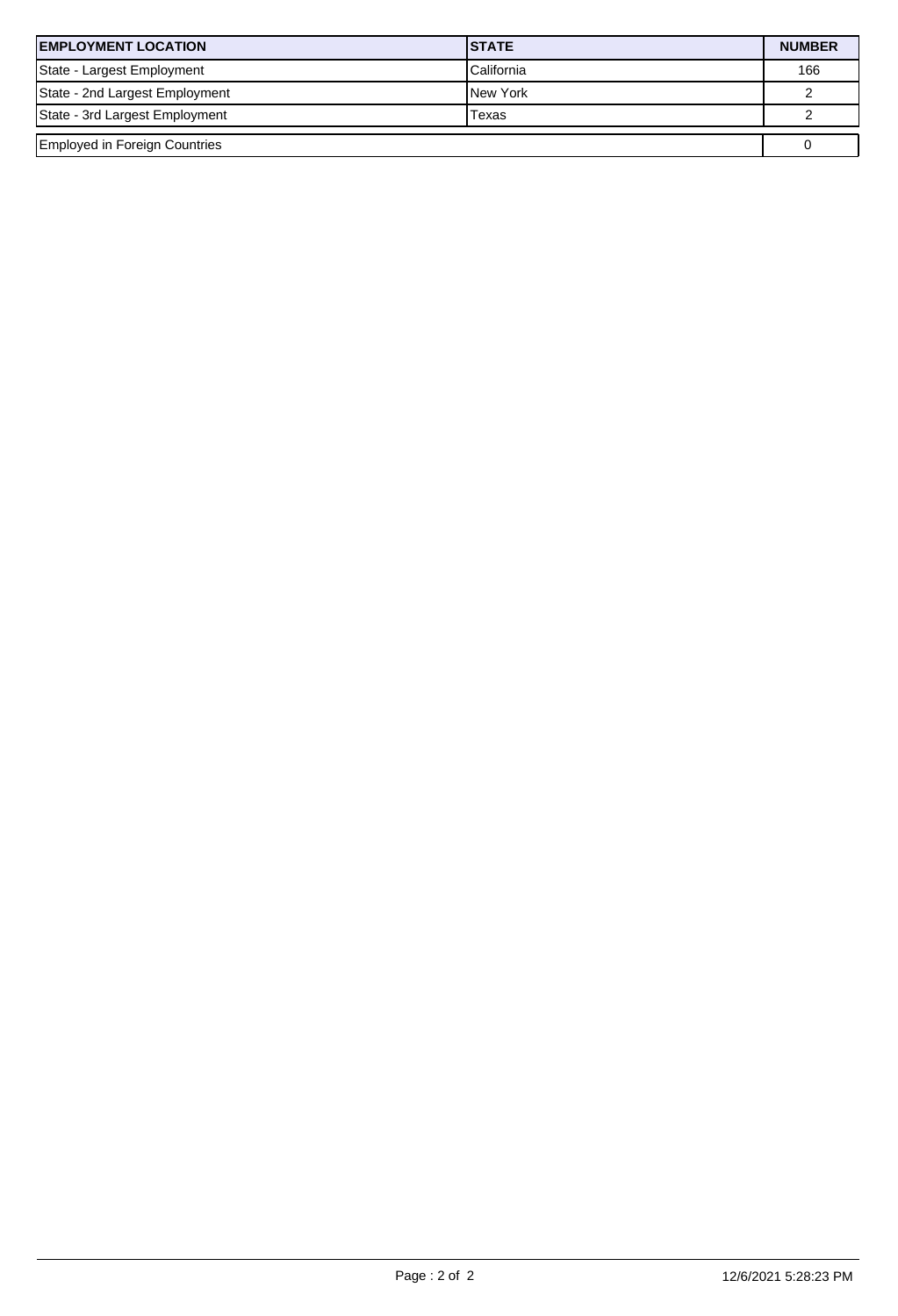| EMPLOYMENT LOCATION | STATE | NUMBER |
|---|---|---|
| State - Largest Employment | California | 166 |
| State - 2nd Largest Employment | New York | 2 |
| State - 3rd Largest Employment | Texas | 2 |
| Employed in Foreign Countries | | 0 |